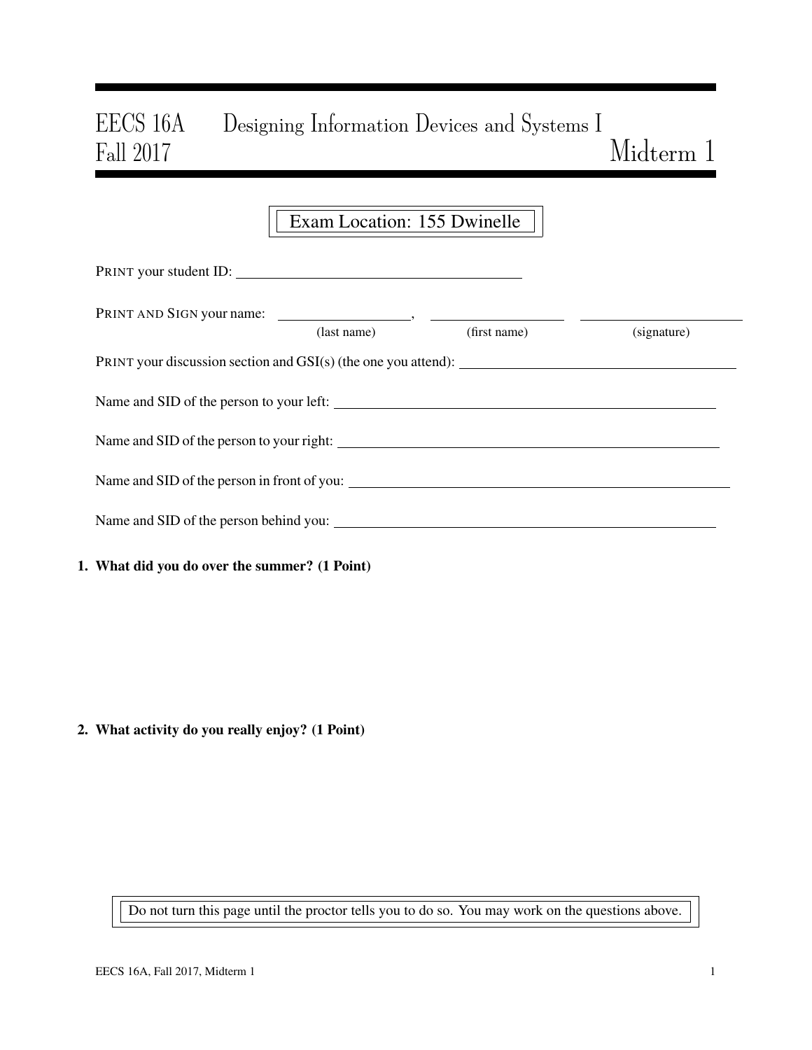# EECS 16A Designing Information Devices and Systems I
## Fall 2017 Midterm 1

Exam Location: 155 Dwinelle

PRINT your student ID: ________________________

PRINT AND SIGN your name: ____________, ____________ ____________
(last name) (first name) (signature)

PRINT your discussion section and GSI(s) (the one you attend): ________________________

Name and SID of the person to your left: ________________________

Name and SID of the person to your right: ________________________

Name and SID of the person in front of you: ________________________

Name and SID of the person behind you: ________________________

**1. What did you do over the summer? (1 Point)**

**2. What activity do you really enjoy? (1 Point)**

Do not turn this page until the proctor tells you to do so. You may work on the questions above.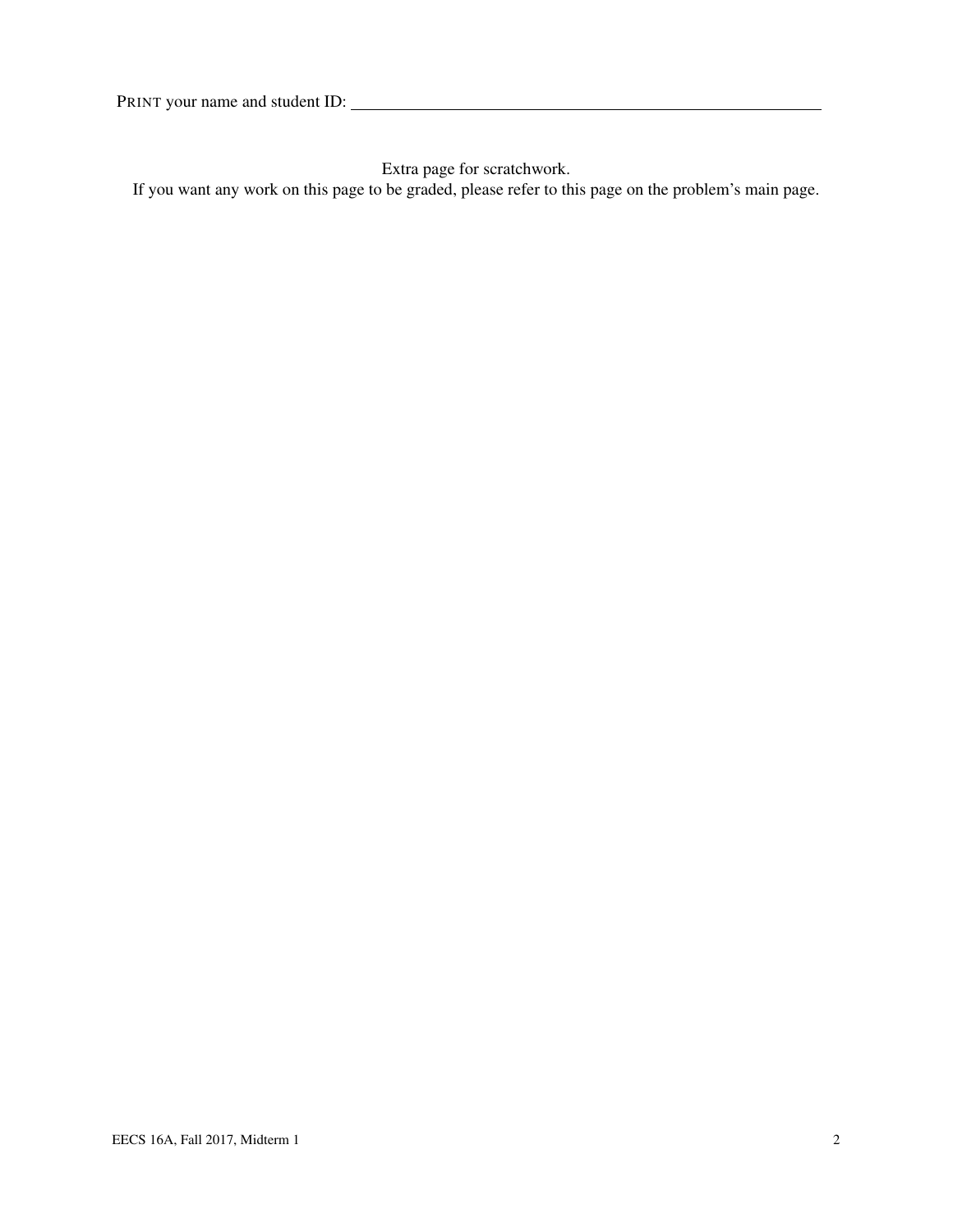PRINT your name and student ID: ____________________

Extra page for scratchwork.

If you want any work on this page to be graded, please refer to this page on the problem's main page.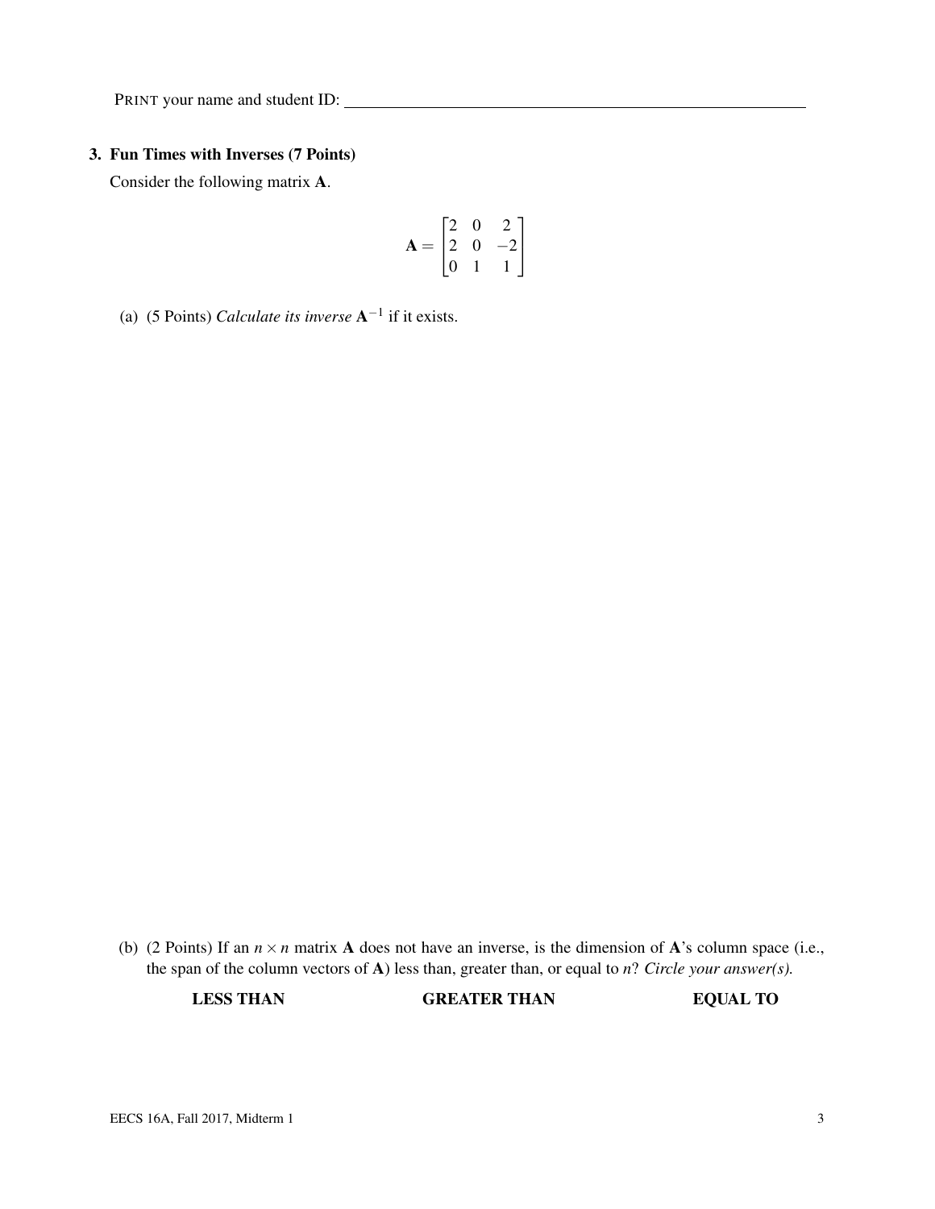PRINT your name and student ID: ________________________________

**3. Fun Times with Inverses (7 Points)**

Consider the following matrix $\mathbf{A}$.

$$\mathbf{A} = \begin{bmatrix} 2 & 0 & 2 \\ 2 & 0 & -2 \\ 0 & 1 & 1 \end{bmatrix}$$

(a) (5 Points) *Calculate its inverse* $\mathbf{A}^{-1}$ if it exists.

(b) (2 Points) If an $n \times n$ matrix $\mathbf{A}$ does not have an inverse, is the dimension of $\mathbf{A}$'s column space (i.e., the span of the column vectors of $\mathbf{A}$) less than, greater than, or equal to $n$? *Circle your answer(s).*

**LESS THAN** **GREATER THAN** **EQUAL TO**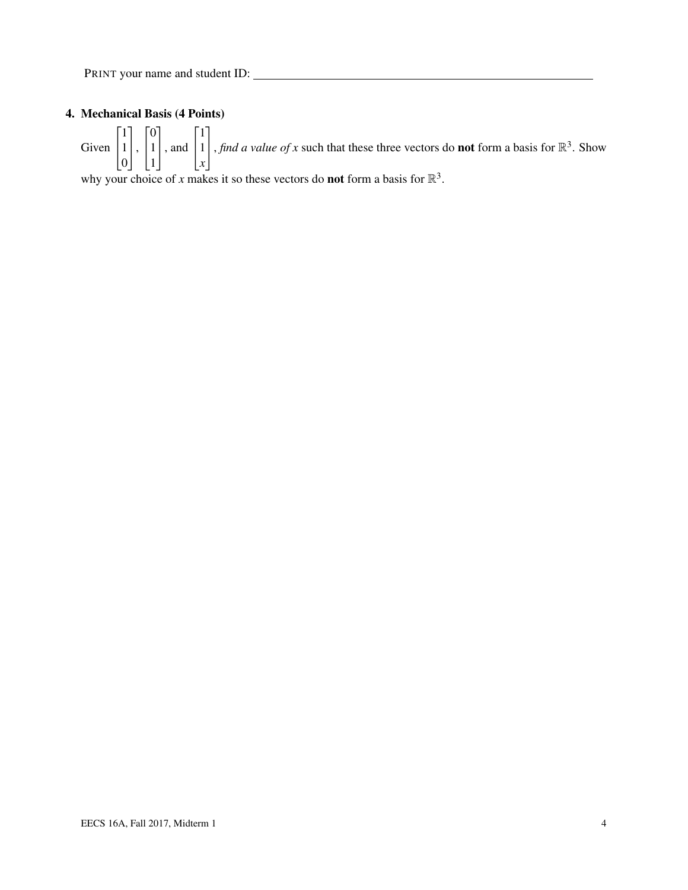PRINT your name and student ID: ______________________________

## 4. Mechanical Basis (4 Points)

Given $\begin{bmatrix}1\\1\\0\end{bmatrix}$, $\begin{bmatrix}0\\1\\1\end{bmatrix}$, and $\begin{bmatrix}1\\1\\x\end{bmatrix}$, *find a value of x* such that these three vectors do **not** form a basis for $\mathbb{R}^3$. Show why your choice of $x$ makes it so these vectors do **not** form a basis for $\mathbb{R}^3$.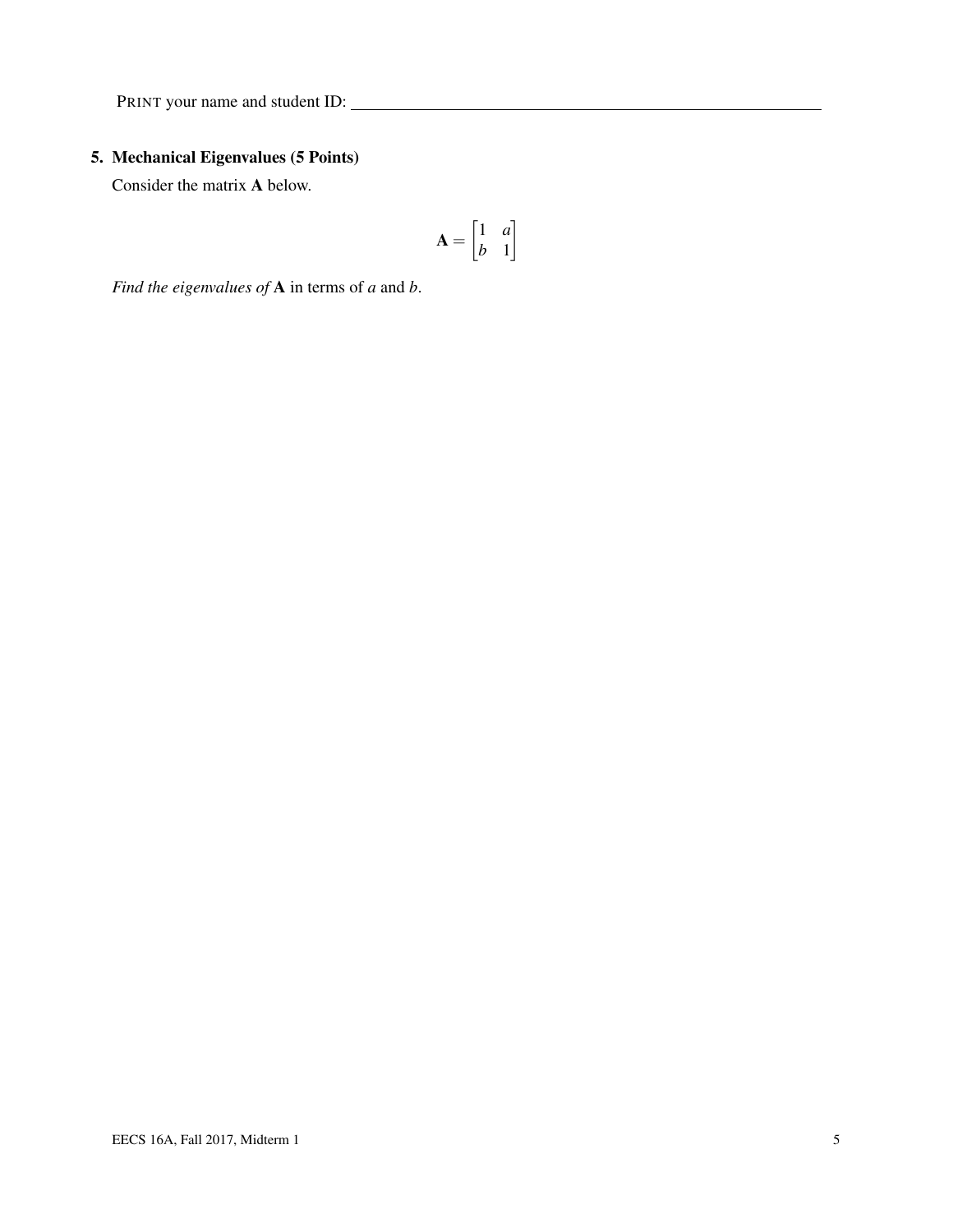PRINT your name and student ID: ____________________

## 5. Mechanical Eigenvalues (5 Points)

Consider the matrix $\mathbf{A}$ below.

$$\mathbf{A} = \begin{bmatrix} 1 & a \\ b & 1 \end{bmatrix}$$

*Find the eigenvalues of* $\mathbf{A}$ in terms of $a$ and $b$.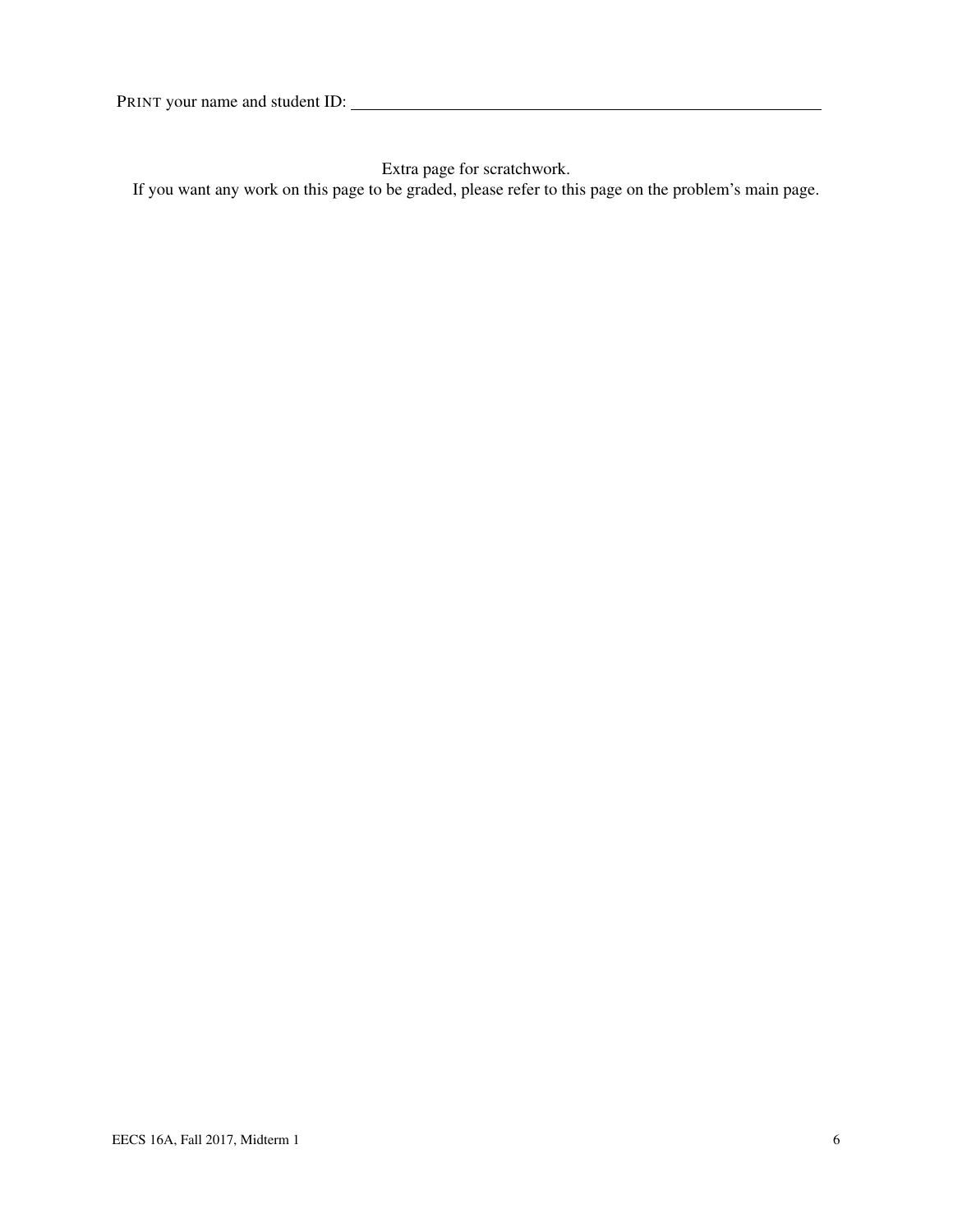PRINT your name and student ID: ____________________________________________

Extra page for scratchwork.

If you want any work on this page to be graded, please refer to this page on the problem's main page.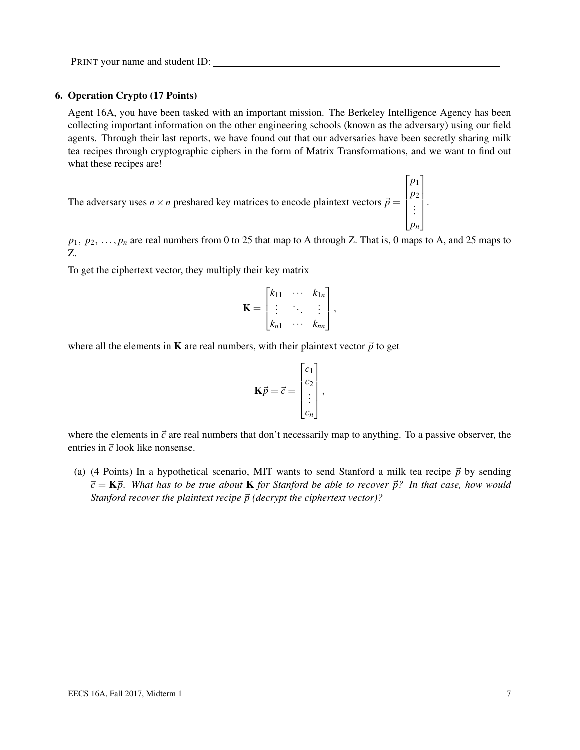PRINT your name and student ID: ______________________________

## 6. Operation Crypto (17 Points)

Agent 16A, you have been tasked with an important mission. The Berkeley Intelligence Agency has been collecting important information on the other engineering schools (known as the adversary) using our field agents. Through their last reports, we have found out that our adversaries have been secretly sharing milk tea recipes through cryptographic ciphers in the form of Matrix Transformations, and we want to find out what these recipes are!

The adversary uses $n \times n$ preshared key matrices to encode plaintext vectors $\vec{p} = \begin{bmatrix} p_1 \\ p_2 \\ \vdots \\ p_n \end{bmatrix}$.

$p_1,\ p_2,\ \ldots, p_n$ are real numbers from 0 to 25 that map to A through Z. That is, 0 maps to A, and 25 maps to Z.

To get the ciphertext vector, they multiply their key matrix

$$\mathbf{K} = \begin{bmatrix} k_{11} & \cdots & k_{1n} \\ \vdots & \ddots & \vdots \\ k_{n1} & \cdots & k_{nn} \end{bmatrix},$$

where all the elements in $\mathbf{K}$ are real numbers, with their plaintext vector $\vec{p}$ to get

$$\mathbf{K}\vec{p} = \vec{c} = \begin{bmatrix} c_1 \\ c_2 \\ \vdots \\ c_n \end{bmatrix},$$

where the elements in $\vec{c}$ are real numbers that don't necessarily map to anything. To a passive observer, the entries in $\vec{c}$ look like nonsense.

(a) (4 Points) In a hypothetical scenario, MIT wants to send Stanford a milk tea recipe $\vec{p}$ by sending $\vec{c} = \mathbf{K}\vec{p}$. *What has to be true about* $\mathbf{K}$ *for Stanford be able to recover* $\vec{p}$*? In that case, how would Stanford recover the plaintext recipe* $\vec{p}$ *(decrypt the ciphertext vector)?*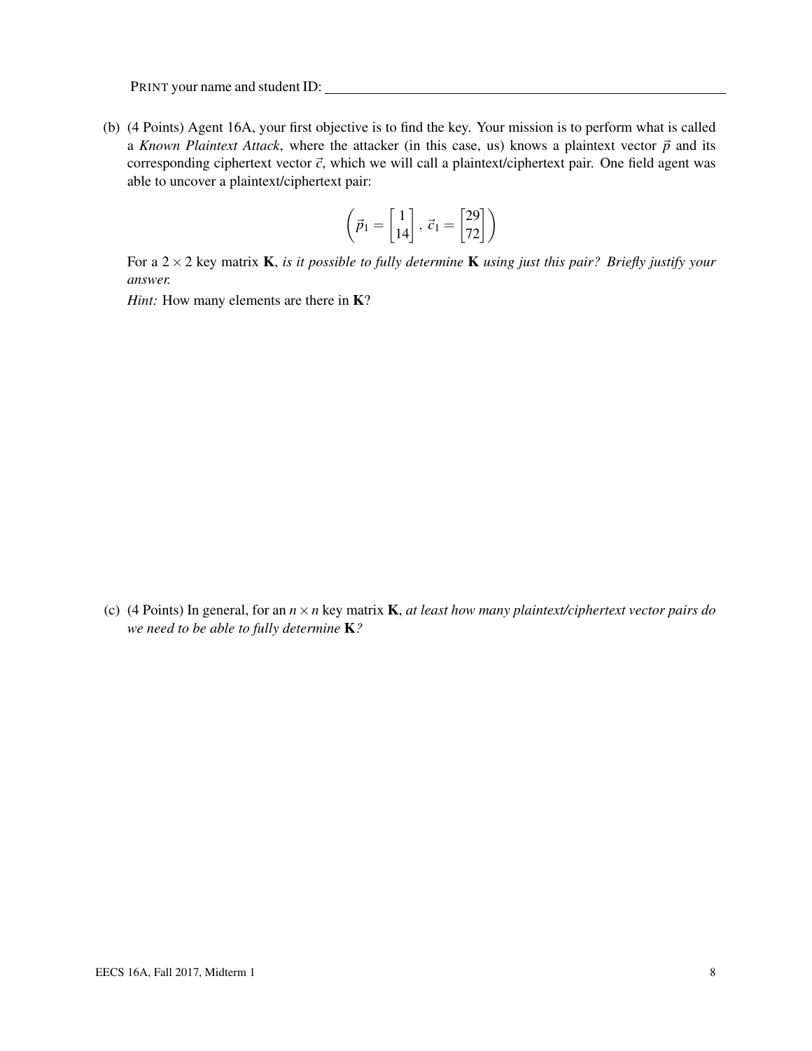PRINT your name and student ID: ______________________________

(b) (4 Points) Agent 16A, your first objective is to find the key. Your mission is to perform what is called a *Known Plaintext Attack*, where the attacker (in this case, us) knows a plaintext vector $\vec{p}$ and its corresponding ciphertext vector $\vec{c}$, which we will call a plaintext/ciphertext pair. One field agent was able to uncover a plaintext/ciphertext pair:

$$\left( \vec{p}_1 = \begin{bmatrix} 1 \\ 14 \end{bmatrix}, \vec{c}_1 = \begin{bmatrix} 29 \\ 72 \end{bmatrix} \right)$$

For a $2 \times 2$ key matrix $\mathbf{K}$, *is it possible to fully determine* $\mathbf{K}$ *using just this pair? Briefly justify your answer.*

*Hint:* How many elements are there in $\mathbf{K}$?

(c) (4 Points) In general, for an $n \times n$ key matrix $\mathbf{K}$, *at least how many plaintext/ciphertext vector pairs do we need to be able to fully determine* $\mathbf{K}$*?*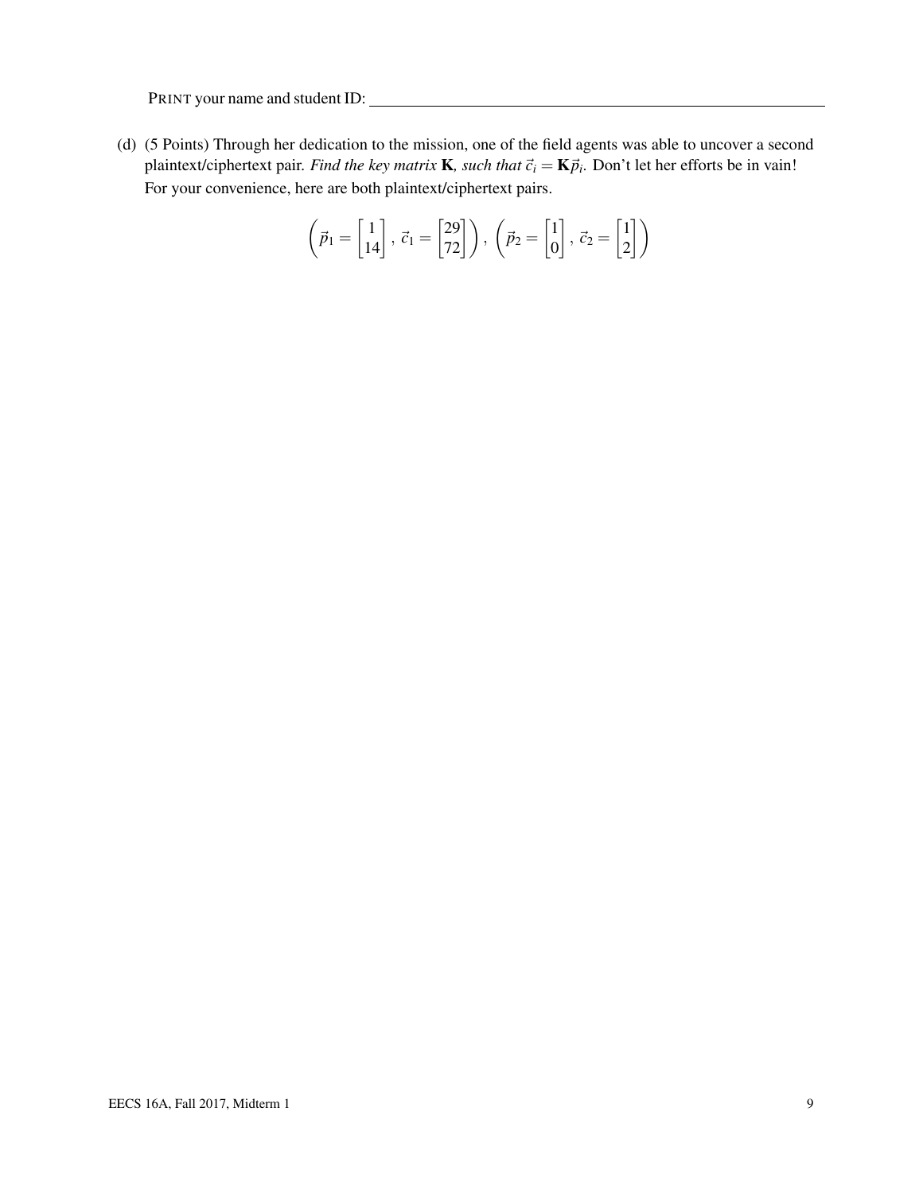PRINT your name and student ID: ____________________________________________

(d) (5 Points) Through her dedication to the mission, one of the field agents was able to uncover a second plaintext/ciphertext pair. *Find the key matrix* $\mathbf{K}$*, such that* $\vec{c}_i = \mathbf{K}\vec{p}_i$. Don't let her efforts be in vain! For your convenience, here are both plaintext/ciphertext pairs.

$$\left(\vec{p}_1 = \begin{bmatrix} 1 \\ 14 \end{bmatrix}, \vec{c}_1 = \begin{bmatrix} 29 \\ 72 \end{bmatrix}\right), \left(\vec{p}_2 = \begin{bmatrix} 1 \\ 0 \end{bmatrix}, \vec{c}_2 = \begin{bmatrix} 1 \\ 2 \end{bmatrix}\right)$$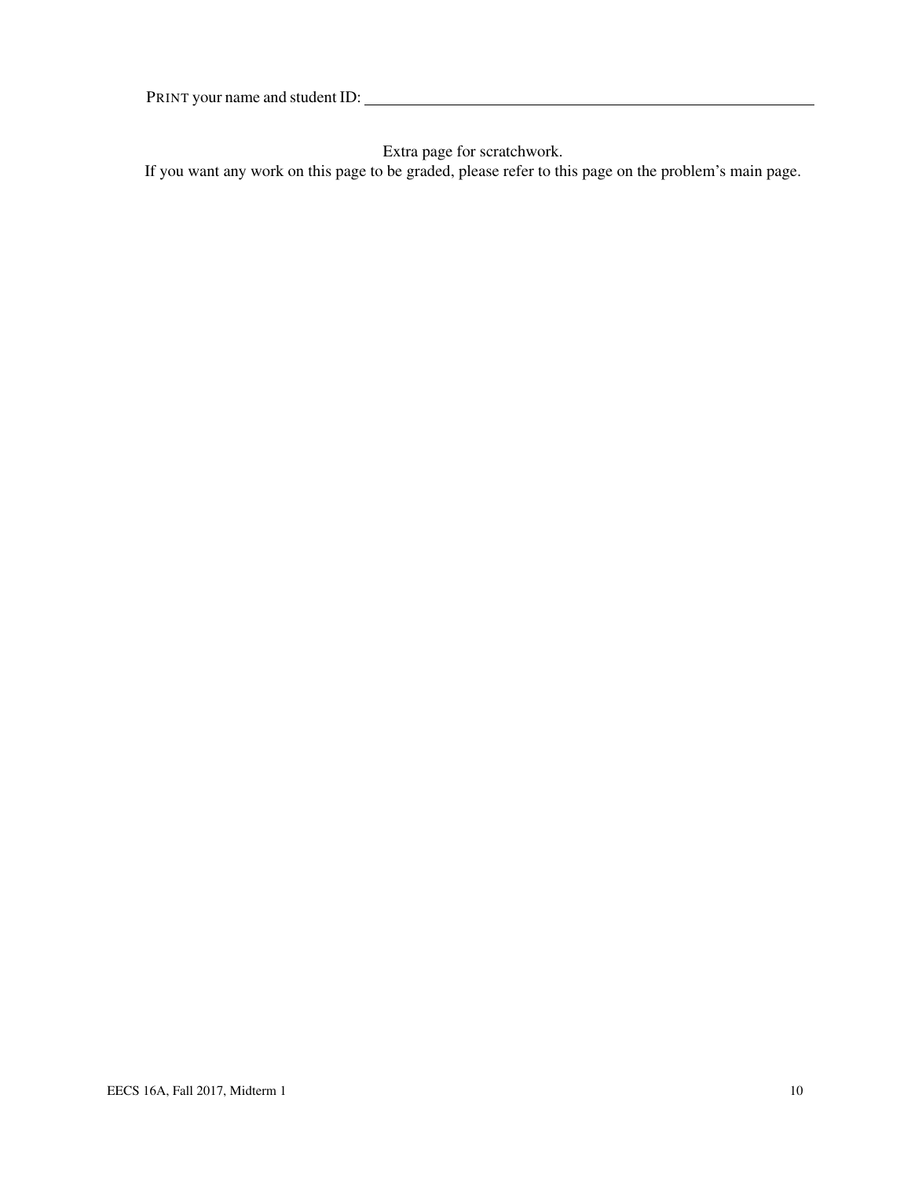PRINT your name and student ID: \_\_\_\_\_\_\_\_\_\_\_\_\_\_\_\_\_\_\_\_\_\_\_\_\_\_\_\_\_\_\_\_\_\_\_\_\_\_\_\_\_\_\_\_

Extra page for scratchwork.

If you want any work on this page to be graded, please refer to this page on the problem's main page.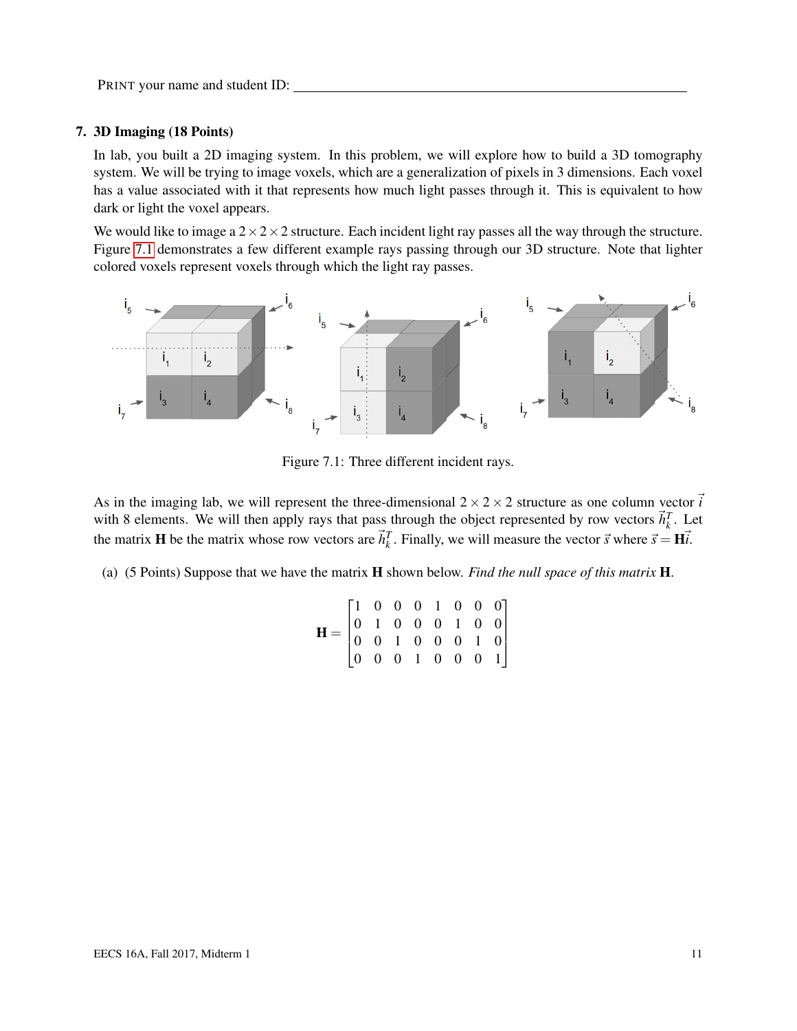PRINT your name and student ID: ____________________

## 7. 3D Imaging (18 Points)

In lab, you built a 2D imaging system. In this problem, we will explore how to build a 3D tomography system. We will be trying to image voxels, which are a generalization of pixels in 3 dimensions. Each voxel has a value associated with it that represents how much light passes through it. This is equivalent to how dark or light the voxel appears.

We would like to image a $2 \times 2 \times 2$ structure. Each incident light ray passes all the way through the structure. Figure 7.1 demonstrates a few different example rays passing through our 3D structure. Note that lighter colored voxels represent voxels through which the light ray passes.

Figure 7.1: Three different incident rays.

As in the imaging lab, we will represent the three-dimensional $2 \times 2 \times 2$ structure as one column vector $\vec{i}$ with 8 elements. We will then apply rays that pass through the object represented by row vectors $\vec{h}_k^T$. Let the matrix $\mathbf{H}$ be the matrix whose row vectors are $\vec{h}_k^T$. Finally, we will measure the vector $\vec{s}$ where $\vec{s} = \mathbf{H}\vec{i}$.

(a) (5 Points) Suppose that we have the matrix $\mathbf{H}$ shown below. *Find the null space of this matrix* $\mathbf{H}$.

$$\mathbf{H} = \begin{bmatrix} 1 & 0 & 0 & 0 & 1 & 0 & 0 & 0 \\ 0 & 1 & 0 & 0 & 0 & 1 & 0 & 0 \\ 0 & 0 & 1 & 0 & 0 & 0 & 1 & 0 \\ 0 & 0 & 0 & 1 & 0 & 0 & 0 & 1 \end{bmatrix}$$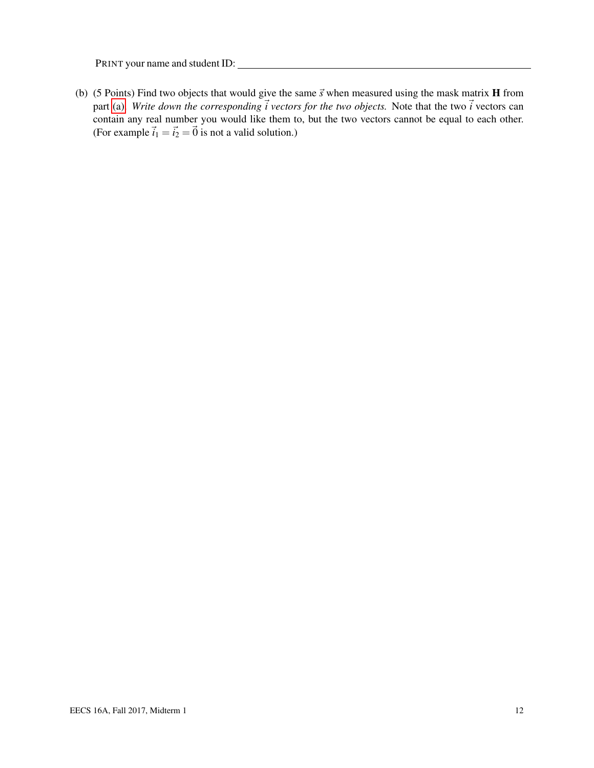PRINT your name and student ID: \_\_\_\_\_\_\_\_\_\_\_\_\_\_\_\_\_\_\_\_\_\_\_\_\_\_\_\_\_\_\_\_\_\_\_\_\_\_\_\_

(b) (5 Points) Find two objects that would give the same $\vec{s}$ when measured using the mask matrix $\mathbf{H}$ from part (a). *Write down the corresponding $\vec{i}$ vectors for the two objects.* Note that the two $\vec{i}$ vectors can contain any real number you would like them to, but the two vectors cannot be equal to each other. (For example $\vec{i}_1 = \vec{i}_2 = \vec{0}$ is not a valid solution.)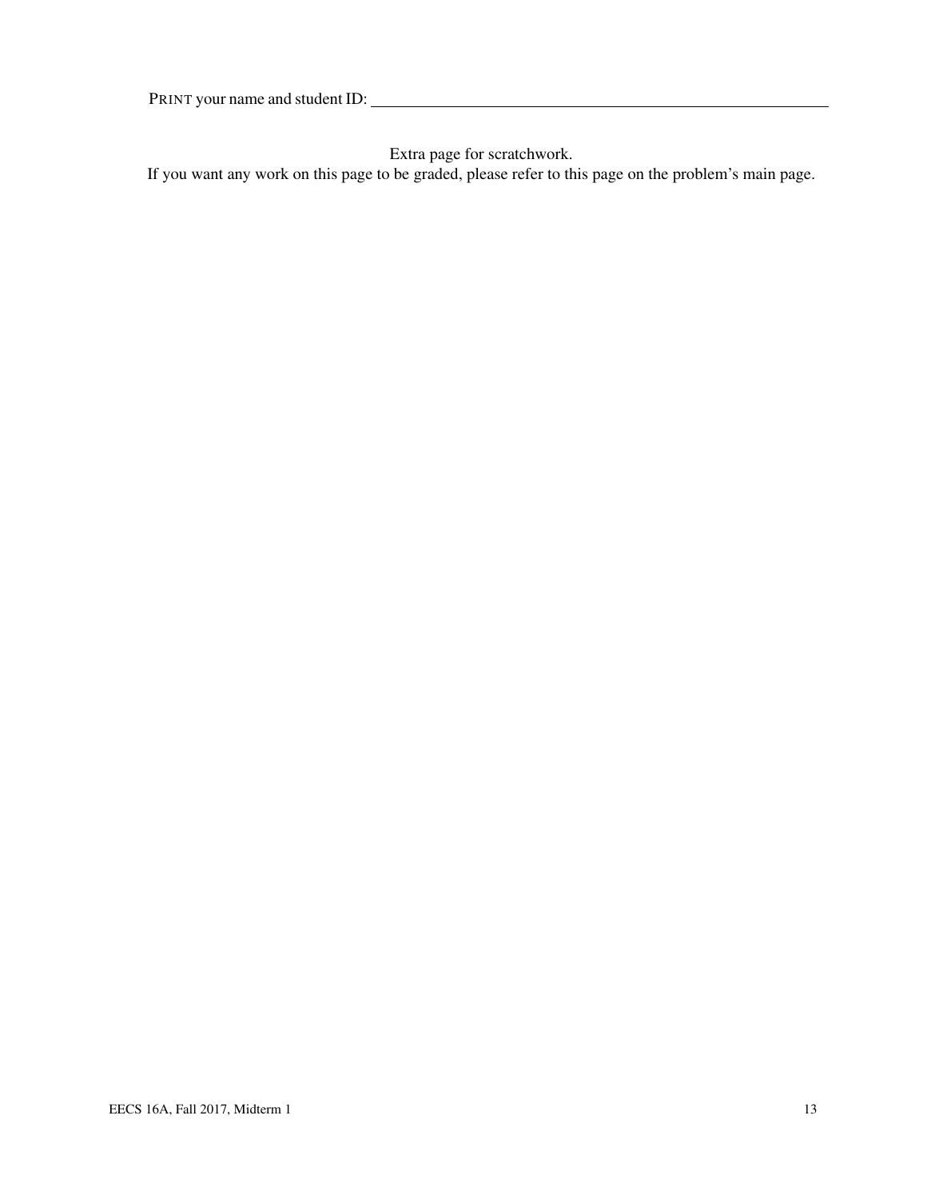PRINT your name and student ID: ______________________________

Extra page for scratchwork.

If you want any work on this page to be graded, please refer to this page on the problem's main page.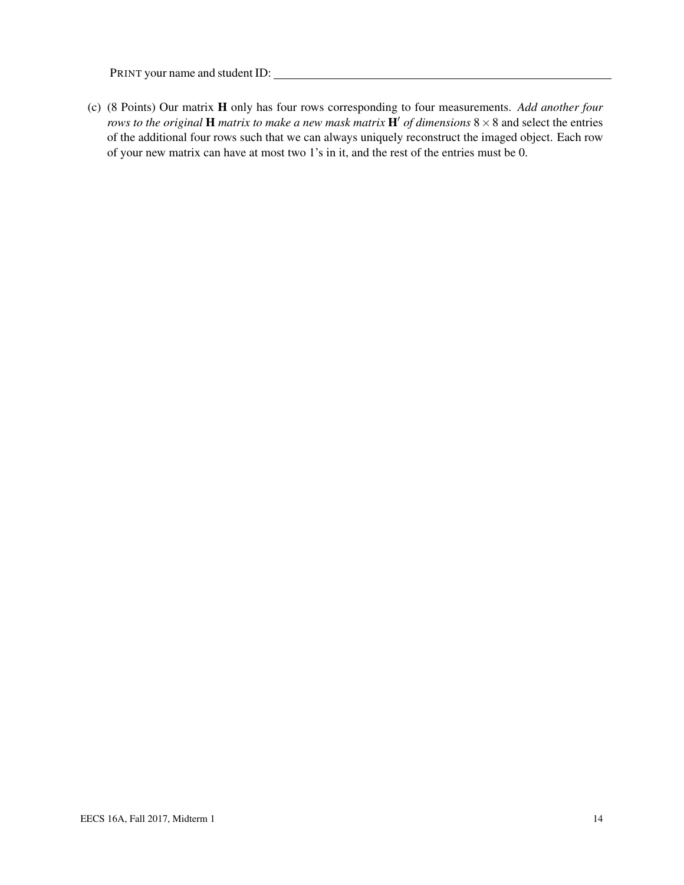PRINT your name and student ID: ____________________

(c) (8 Points) Our matrix $\mathbf{H}$ only has four rows corresponding to four measurements. *Add another four rows to the original* $\mathbf{H}$ *matrix to make a new mask matrix* $\mathbf{H}'$ *of dimensions* $8 \times 8$ and select the entries of the additional four rows such that we can always uniquely reconstruct the imaged object. Each row of your new matrix can have at most two 1's in it, and the rest of the entries must be 0.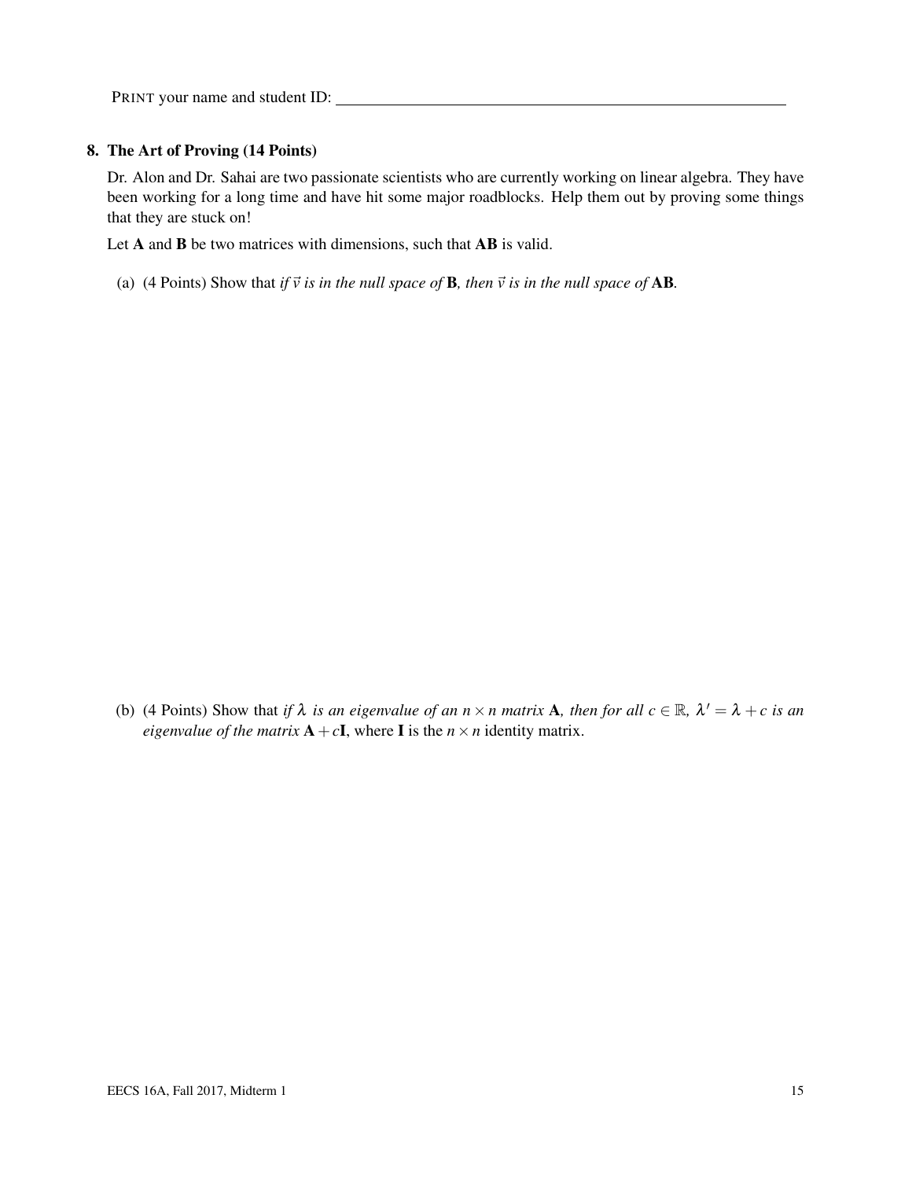PRINT your name and student ID: ____________________

## 8. The Art of Proving (14 Points)

Dr. Alon and Dr. Sahai are two passionate scientists who are currently working on linear algebra. They have been working for a long time and have hit some major roadblocks. Help them out by proving some things that they are stuck on!

Let $\mathbf{A}$ and $\mathbf{B}$ be two matrices with dimensions, such that $\mathbf{AB}$ is valid.

(a) (4 Points) Show that *if $\vec{v}$ is in the null space of* $\mathbf{B}$*, then $\vec{v}$ is in the null space of* $\mathbf{AB}$*.*

(b) (4 Points) Show that *if $\lambda$ is an eigenvalue of an $n \times n$ matrix* $\mathbf{A}$*, then for all $c \in \mathbb{R}$, $\lambda' = \lambda + c$ is an eigenvalue of the matrix* $\mathbf{A} + c\mathbf{I}$, where $\mathbf{I}$ is the $n \times n$ identity matrix.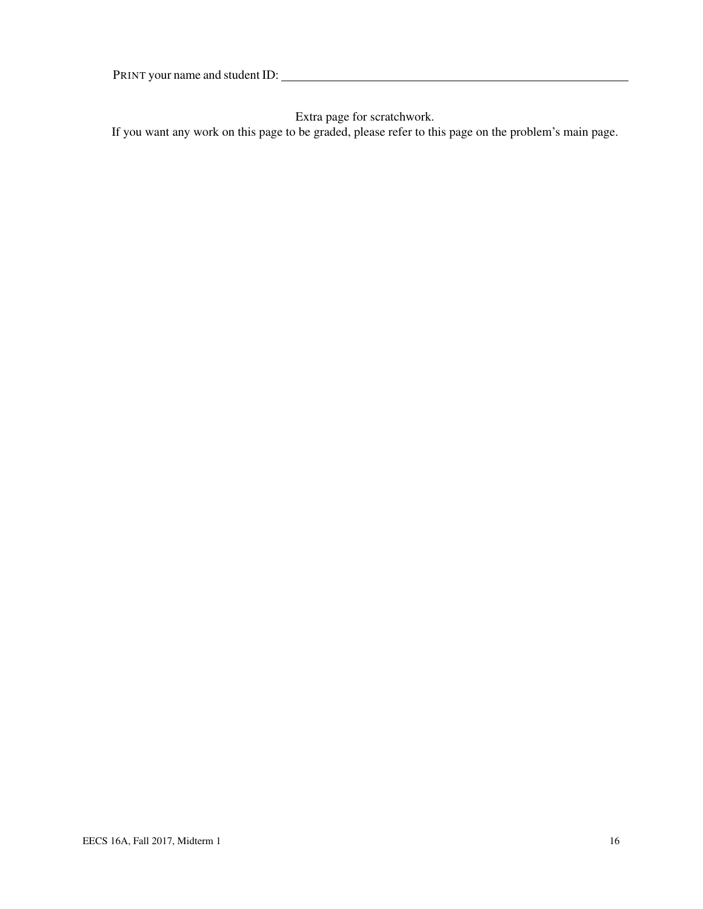PRINT your name and student ID: ____________________________________________

Extra page for scratchwork.
If you want any work on this page to be graded, please refer to this page on the problem's main page.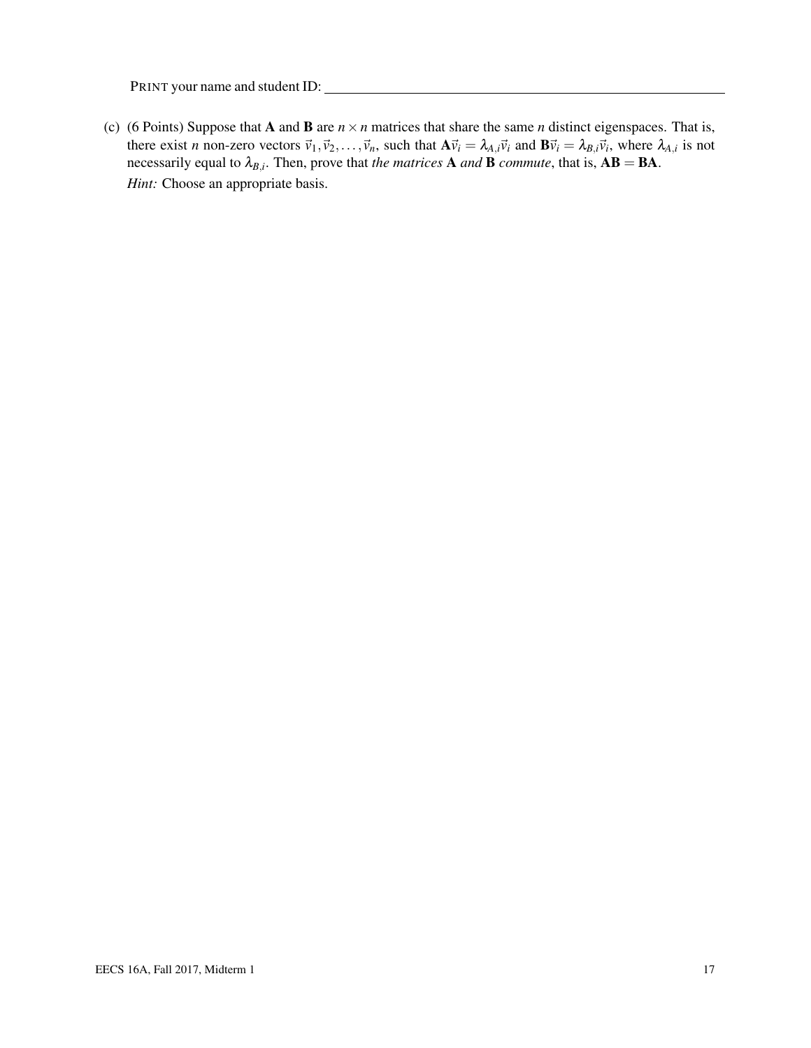PRINT your name and student ID: ____________________

(c) (6 Points) Suppose that $\mathbf{A}$ and $\mathbf{B}$ are $n \times n$ matrices that share the same $n$ distinct eigenspaces. That is, there exist $n$ non-zero vectors $\vec{v}_1, \vec{v}_2, \ldots, \vec{v}_n$, such that $\mathbf{A}\vec{v}_i = \lambda_{A,i}\vec{v}_i$ and $\mathbf{B}\vec{v}_i = \lambda_{B,i}\vec{v}_i$, where $\lambda_{A,i}$ is not necessarily equal to $\lambda_{B,i}$. Then, prove that *the matrices* $\mathbf{A}$ *and* $\mathbf{B}$ *commute*, that is, $\mathbf{AB} = \mathbf{BA}$.

*Hint:* Choose an appropriate basis.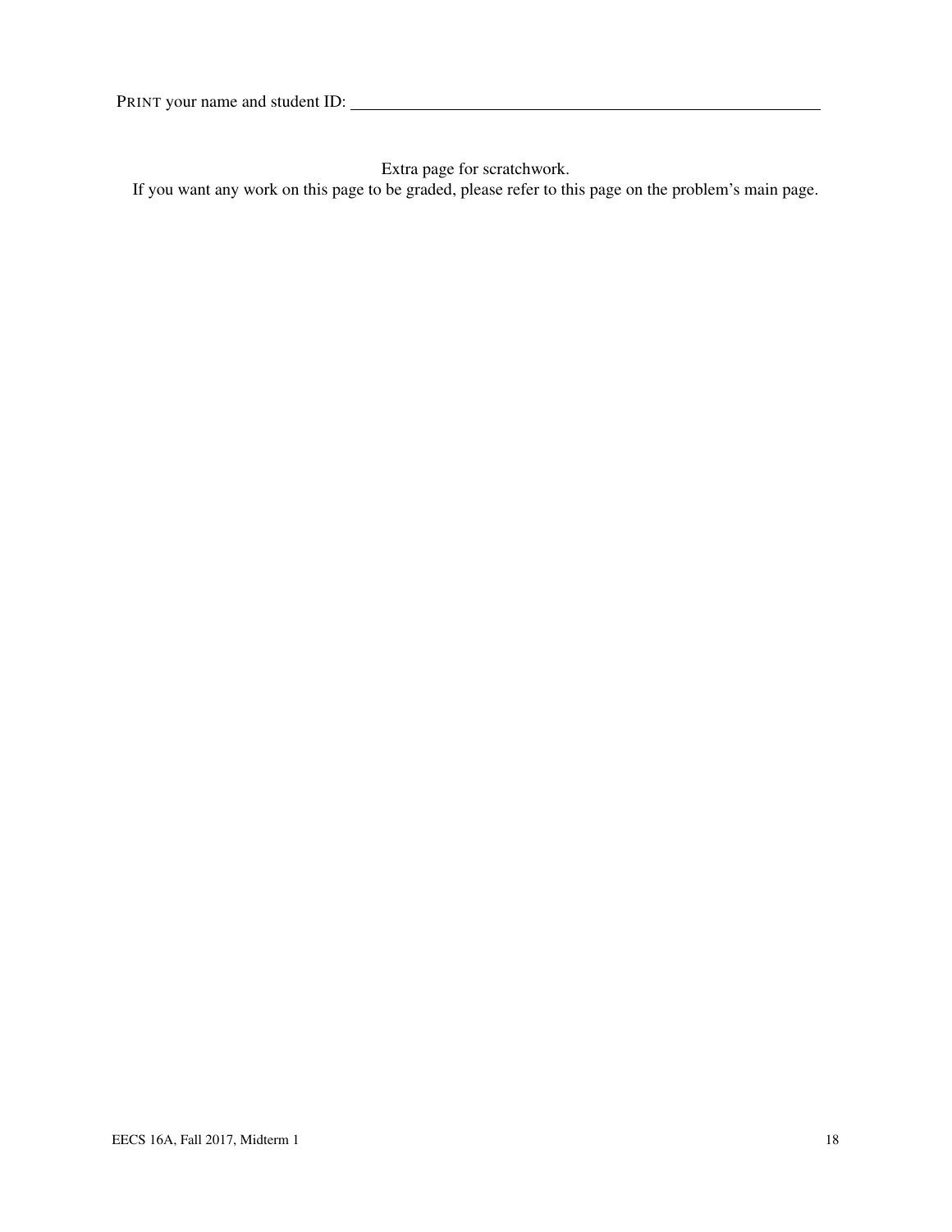PRINT your name and student ID: ________________________________________

Extra page for scratchwork.
If you want any work on this page to be graded, please refer to this page on the problem's main page.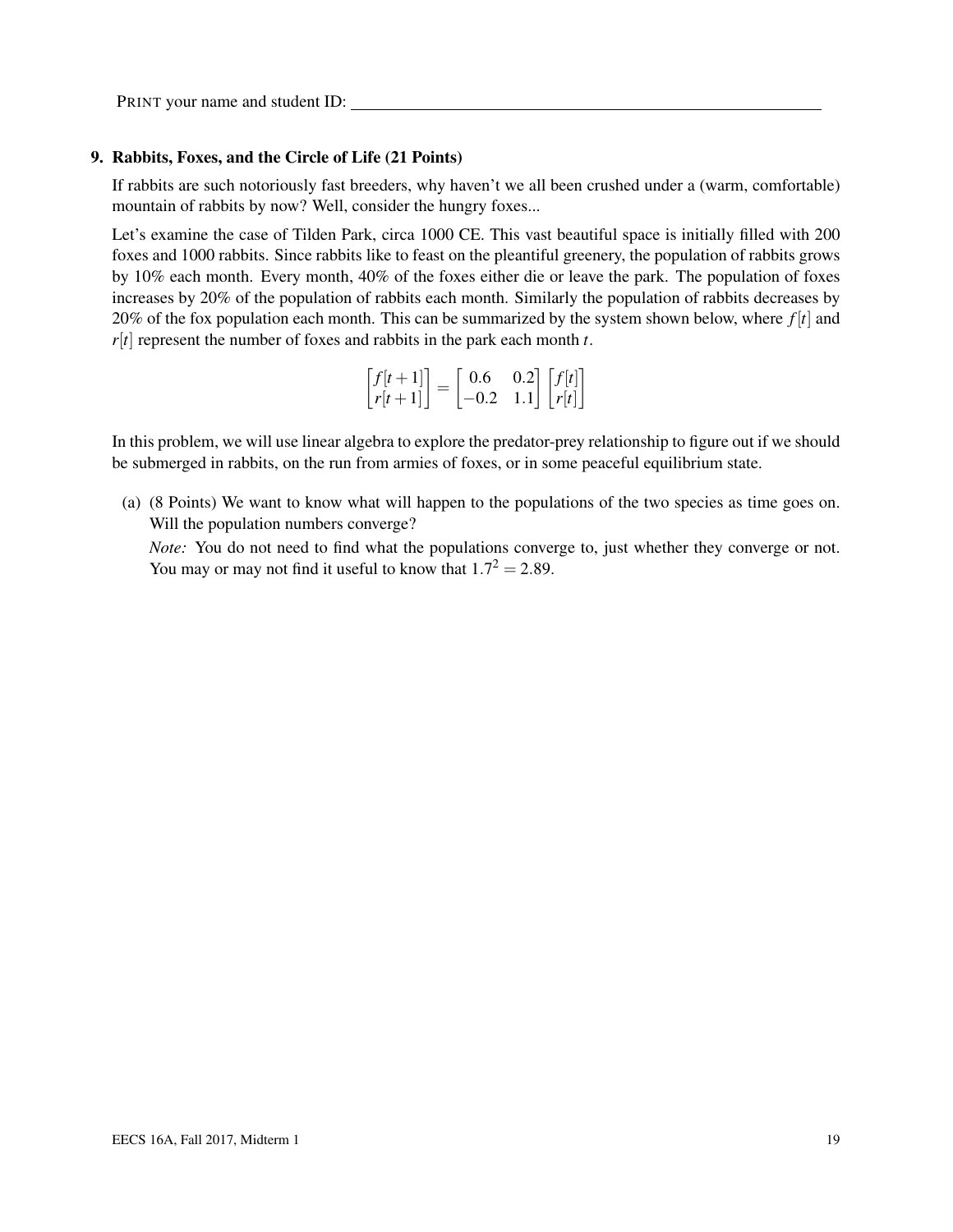PRINT your name and student ID: ____________________

**9. Rabbits, Foxes, and the Circle of Life (21 Points)**

If rabbits are such notoriously fast breeders, why haven't we all been crushed under a (warm, comfortable) mountain of rabbits by now? Well, consider the hungry foxes...

Let's examine the case of Tilden Park, circa 1000 CE. This vast beautiful space is initially filled with 200 foxes and 1000 rabbits. Since rabbits like to feast on the pleantiful greenery, the population of rabbits grows by 10% each month. Every month, 40% of the foxes either die or leave the park. The population of foxes increases by 20% of the population of rabbits each month. Similarly the population of rabbits decreases by 20% of the fox population each month. This can be summarized by the system shown below, where $f[t]$ and $r[t]$ represent the number of foxes and rabbits in the park each month $t$.

$$\begin{bmatrix} f[t+1] \\ r[t+1] \end{bmatrix} = \begin{bmatrix} 0.6 & 0.2 \\ -0.2 & 1.1 \end{bmatrix} \begin{bmatrix} f[t] \\ r[t] \end{bmatrix}$$

In this problem, we will use linear algebra to explore the predator-prey relationship to figure out if we should be submerged in rabbits, on the run from armies of foxes, or in some peaceful equilibrium state.

(a) (8 Points) We want to know what will happen to the populations of the two species as time goes on. Will the population numbers converge?

*Note:* You do not need to find what the populations converge to, just whether they converge or not. You may or may not find it useful to know that $1.7^2 = 2.89$.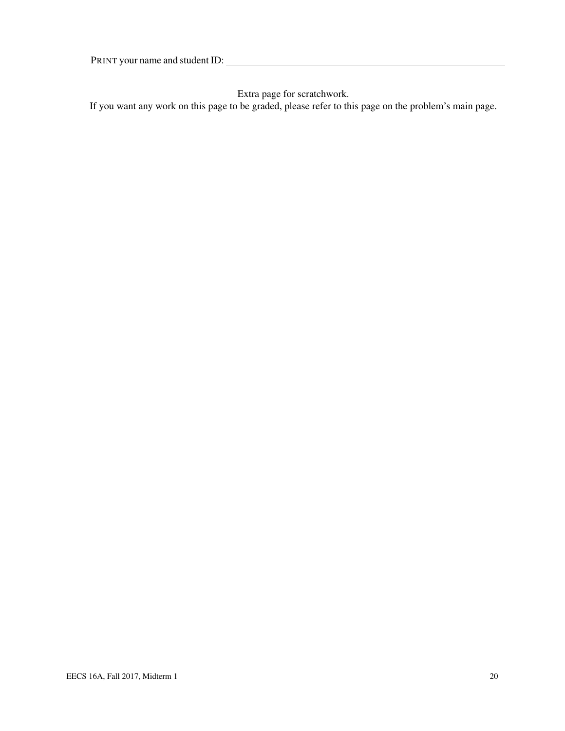PRINT your name and student ID: \_\_\_\_\_\_\_\_\_\_\_\_\_\_\_\_\_\_\_\_\_\_\_\_\_\_\_\_\_\_\_\_\_\_\_\_\_\_\_\_\_\_\_\_

Extra page for scratchwork.
If you want any work on this page to be graded, please refer to this page on the problem's main page.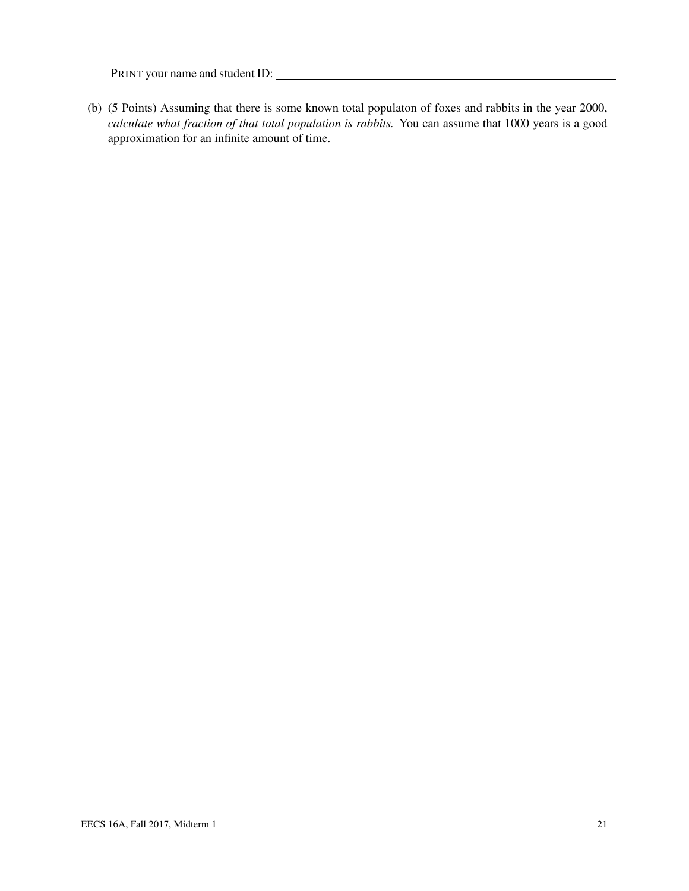PRINT your name and student ID: ____________________________________________

(b) (5 Points) Assuming that there is some known total populaton of foxes and rabbits in the year 2000, *calculate what fraction of that total population is rabbits.* You can assume that 1000 years is a good approximation for an infinite amount of time.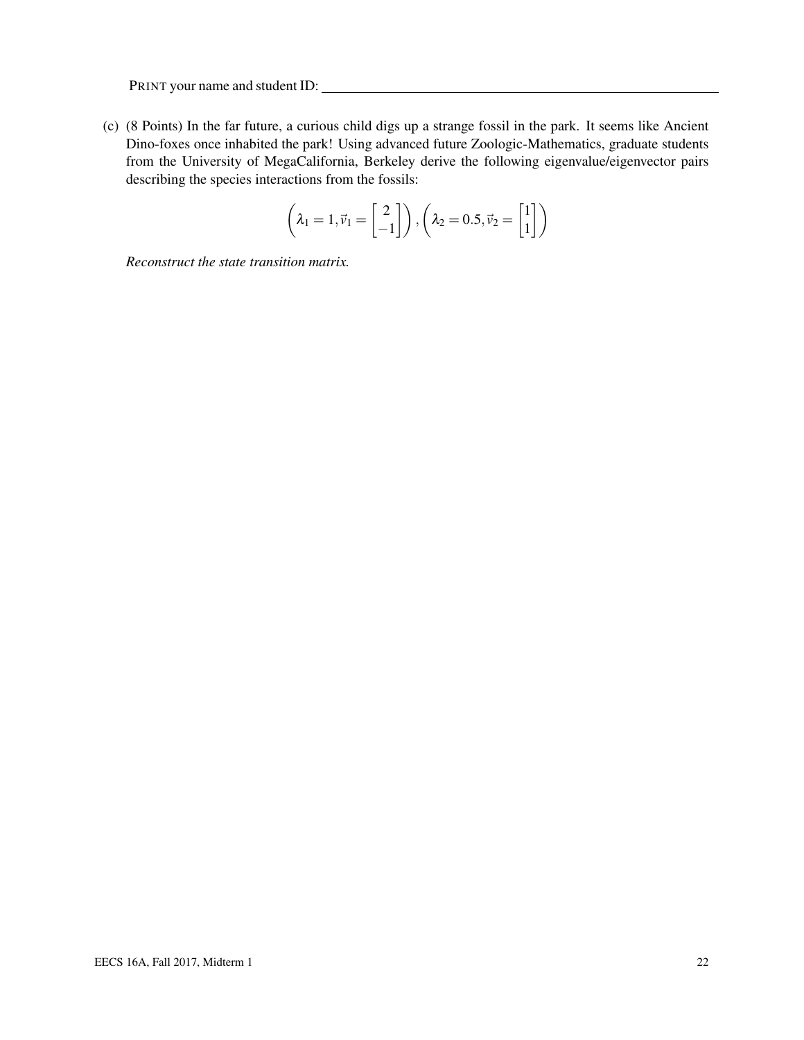PRINT your name and student ID: ____________________

(c) (8 Points) In the far future, a curious child digs up a strange fossil in the park. It seems like Ancient Dino-foxes once inhabited the park! Using advanced future Zoologic-Mathematics, graduate students from the University of MegaCalifornia, Berkeley derive the following eigenvalue/eigenvector pairs describing the species interactions from the fossils:

$$\left(\lambda_1 = 1, \vec{v}_1 = \begin{bmatrix} 2 \\ -1 \end{bmatrix}\right), \left(\lambda_2 = 0.5, \vec{v}_2 = \begin{bmatrix} 1 \\ 1 \end{bmatrix}\right)$$

*Reconstruct the state transition matrix.*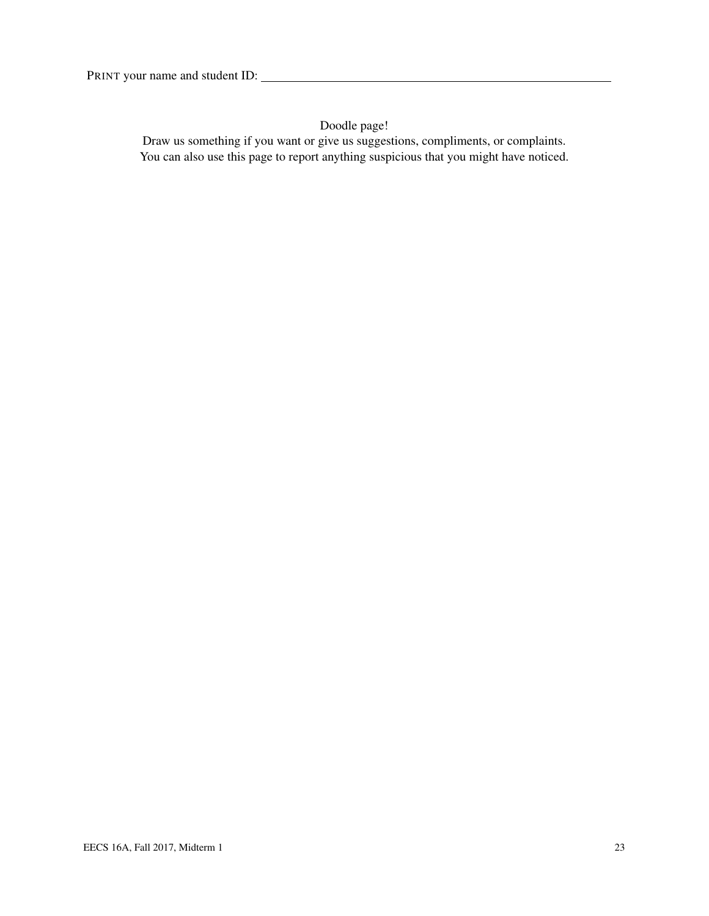PRINT your name and student ID: \_\_\_\_\_\_\_\_\_\_\_\_\_\_\_\_\_\_\_\_\_\_\_\_\_\_\_\_\_\_\_\_\_\_\_\_\_\_\_\_\_\_\_\_\_\_\_\_

Doodle page!

Draw us something if you want or give us suggestions, compliments, or complaints.

You can also use this page to report anything suspicious that you might have noticed.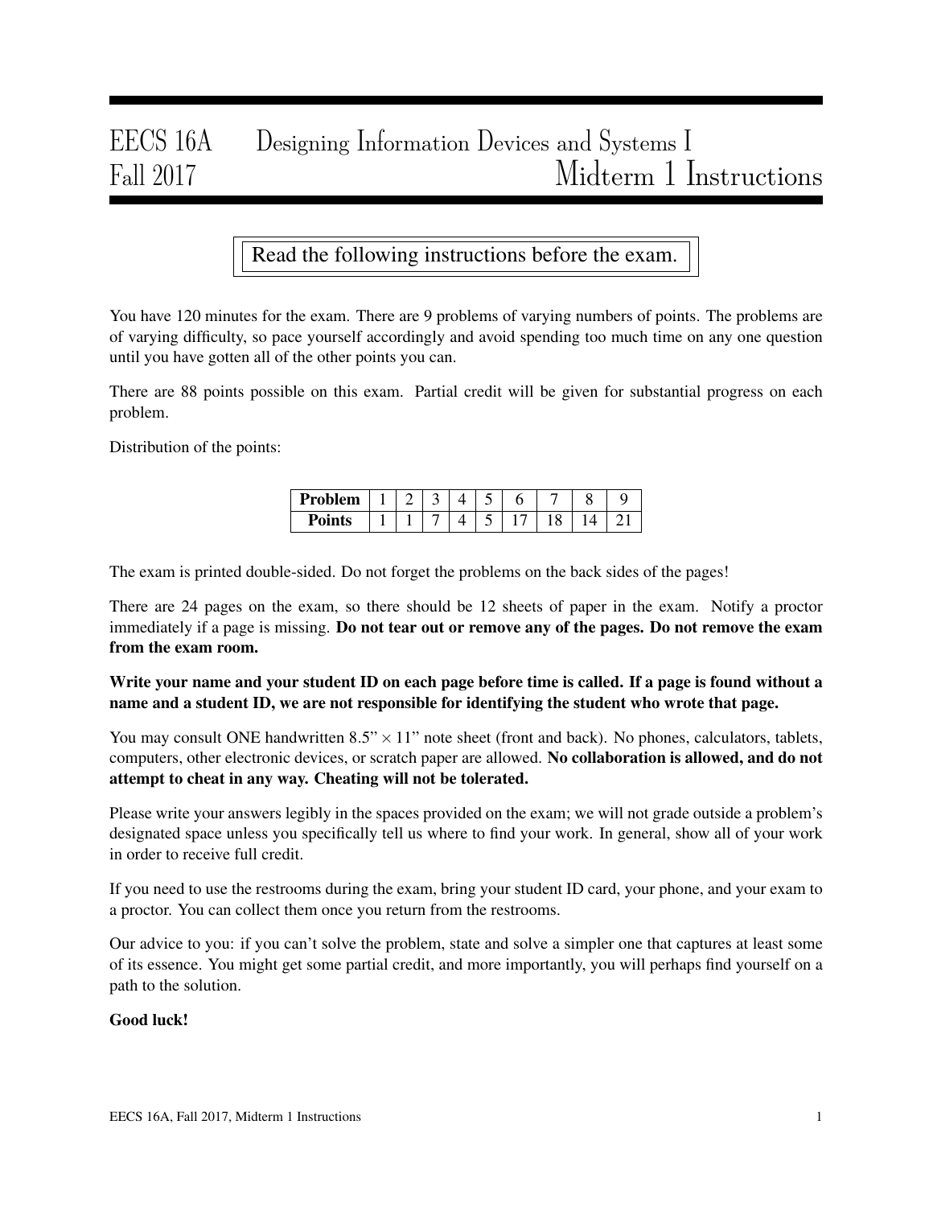# EECS 16A Designing Information Devices and Systems I
# Fall 2017 Midterm 1 Instructions

**Read the following instructions before the exam.**

You have 120 minutes for the exam. There are 9 problems of varying numbers of points. The problems are of varying difficulty, so pace yourself accordingly and avoid spending too much time on any one question until you have gotten all of the other points you can.

There are 88 points possible on this exam. Partial credit will be given for substantial progress on each problem.

Distribution of the points:

| **Problem** | 1 | 2 | 3 | 4 | 5 | 6 | 7 | 8 | 9 |
|---|---|---|---|---|---|---|---|---|---|
| **Points** | 1 | 1 | 7 | 4 | 5 | 17 | 18 | 14 | 21 |

The exam is printed double-sided. Do not forget the problems on the back sides of the pages!

There are 24 pages on the exam, so there should be 12 sheets of paper in the exam. Notify a proctor immediately if a page is missing. **Do not tear out or remove any of the pages. Do not remove the exam from the exam room.**

**Write your name and your student ID on each page before time is called. If a page is found without a name and a student ID, we are not responsible for identifying the student who wrote that page.**

You may consult ONE handwritten 8.5" $\times$ 11" note sheet (front and back). No phones, calculators, tablets, computers, other electronic devices, or scratch paper are allowed. **No collaboration is allowed, and do not attempt to cheat in any way. Cheating will not be tolerated.**

Please write your answers legibly in the spaces provided on the exam; we will not grade outside a problem's designated space unless you specifically tell us where to find your work. In general, show all of your work in order to receive full credit.

If you need to use the restrooms during the exam, bring your student ID card, your phone, and your exam to a proctor. You can collect them once you return from the restrooms.

Our advice to you: if you can't solve the problem, state and solve a simpler one that captures at least some of its essence. You might get some partial credit, and more importantly, you will perhaps find yourself on a path to the solution.

**Good luck!**